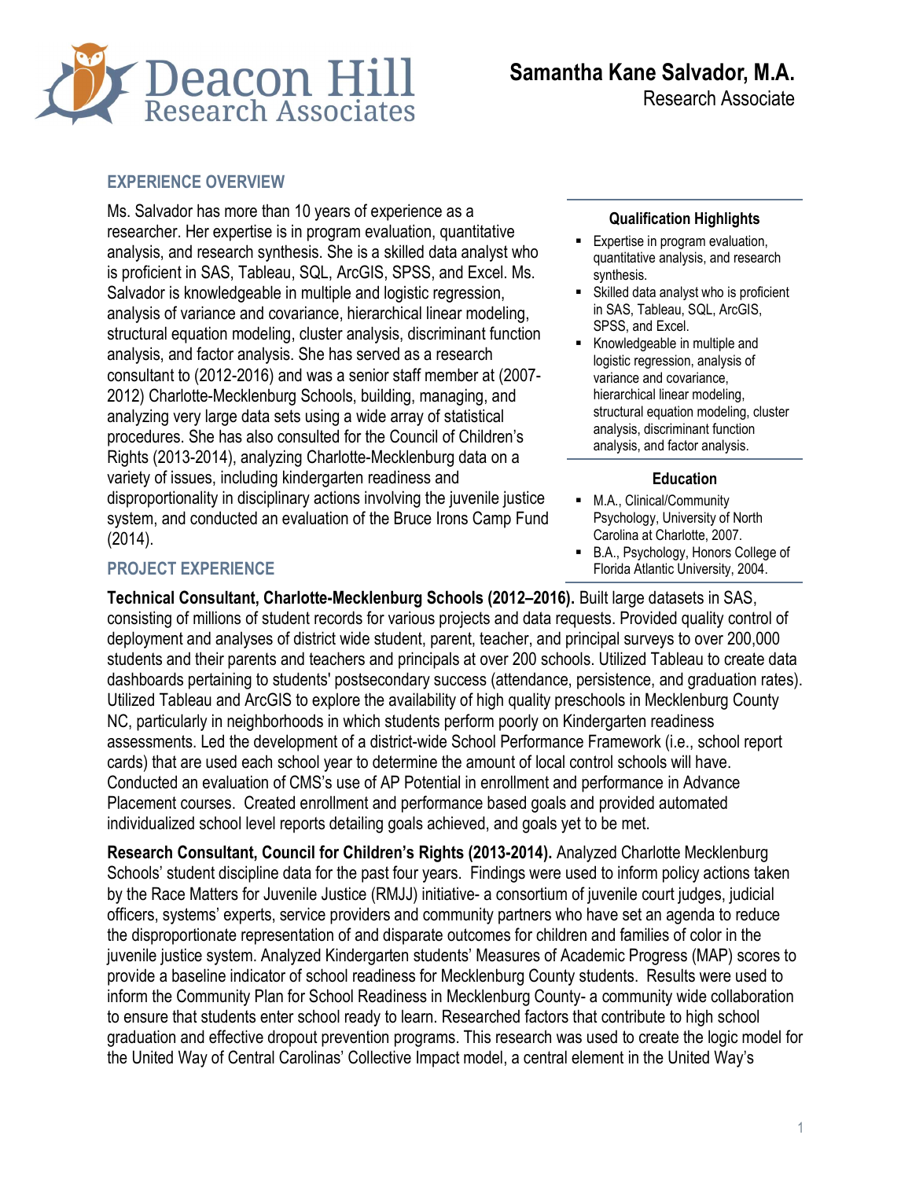Deacon Hill Research Associates

# Samantha Kane Salvador, M.A.

Research Associate

## EXPERIENCE OVERVIEW

Ms. Salvador has more than 10 years of experience as a researcher. Her expertise is in program evaluation, quantitative analysis, and research synthesis. She is a skilled data analyst who is proficient in SAS, Tableau, SQL, ArcGIS, SPSS, and Excel. Ms. Salvador is knowledgeable in multiple and logistic regression, analysis of variance and covariance, hierarchical linear modeling, structural equation modeling, cluster analysis, discriminant function analysis, and factor analysis. She has served as a research consultant to (2012-2016) and was a senior staff member at (2007-2012) Charlotte-Mecklenburg Schools, building, managing, and analyzing very large data sets using a wide array of statistical procedures. She has also consulted for the Council of Children's Rights (2013-2014), analyzing Charlotte-Mecklenburg data on a variety of issues, including kindergarten readiness and disproportionality in disciplinary actions involving the juvenile justice system, and conducted an evaluation of the Bruce Irons Camp Fund (2014).

### Qualification Highlights

- Expertise in program evaluation, quantitative analysis, and research synthesis.
- Skilled data analyst who is proficient in SAS, Tableau, SQL, ArcGIS, SPSS, and Excel.
- Knowledgeable in multiple and logistic regression, analysis of variance and covariance, hierarchical linear modeling, structural equation modeling, cluster analysis, discriminant function analysis, and factor analysis.

### Education

- M.A., Clinical/Community Psychology, University of North Carolina at Charlotte, 2007.
- B.A., Psychology, Honors College of Florida Atlantic University, 2004.

## PROJECT EXPERIENCE

**Technical Consultant, Charlotte-Mecklenburg Schools (2012–2016).** Built large datasets in SAS, consisting of millions of student records for various projects and data requests. Provided quality control of deployment and analyses of district wide student, parent, teacher, and principal surveys to over 200,000 students and their parents and teachers and principals at over 200 schools. Utilized Tableau to create data dashboards pertaining to students' postsecondary success (attendance, persistence, and graduation rates). Utilized Tableau and ArcGIS to explore the availability of high quality preschools in Mecklenburg County NC, particularly in neighborhoods in which students perform poorly on Kindergarten readiness assessments. Led the development of a district-wide School Performance Framework (i.e., school report cards) that are used each school year to determine the amount of local control schools will have. Conducted an evaluation of CMS's use of AP Potential in enrollment and performance in Advance Placement courses. Created enrollment and performance based goals and provided automated individualized school level reports detailing goals achieved, and goals yet to be met.

**Research Consultant, Council for Children's Rights (2013-2014).** Analyzed Charlotte Mecklenburg Schools' student discipline data for the past four years. Findings were used to inform policy actions taken by the Race Matters for Juvenile Justice (RMJJ) initiative- a consortium of juvenile court judges, judicial officers, systems' experts, service providers and community partners who have set an agenda to reduce the disproportionate representation of and disparate outcomes for children and families of color in the juvenile justice system. Analyzed Kindergarten students' Measures of Academic Progress (MAP) scores to provide a baseline indicator of school readiness for Mecklenburg County students. Results were used to inform the Community Plan for School Readiness in Mecklenburg County- a community wide collaboration to ensure that students enter school ready to learn. Researched factors that contribute to high school graduation and effective dropout prevention programs. This research was used to create the logic model for the United Way of Central Carolinas' Collective Impact model, a central element in the United Way's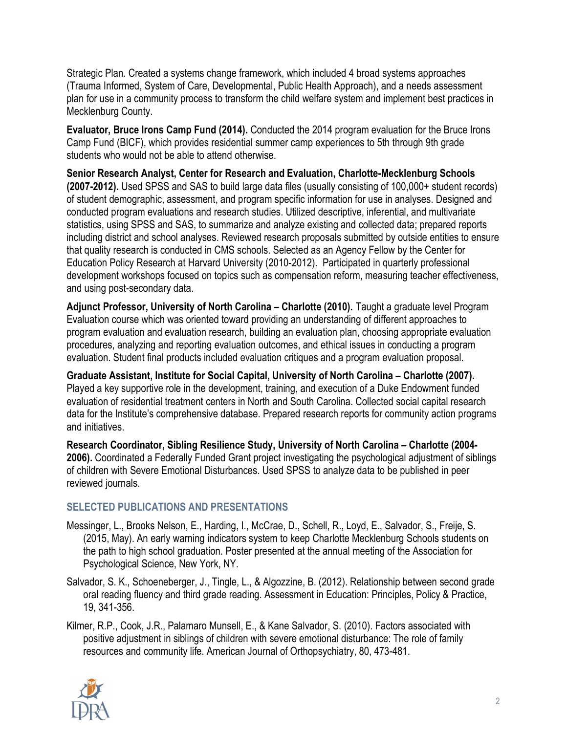Strategic Plan. Created a systems change framework, which included 4 broad systems approaches (Trauma Informed, System of Care, Developmental, Public Health Approach), and a needs assessment plan for use in a community process to transform the child welfare system and implement best practices in Mecklenburg County.

**Evaluator, Bruce Irons Camp Fund (2014).** Conducted the 2014 program evaluation for the Bruce Irons Camp Fund (BICF), which provides residential summer camp experiences to 5th through 9th grade students who would not be able to attend otherwise.

**Senior Research Analyst, Center for Research and Evaluation, Charlotte-Mecklenburg Schools (2007-2012).** Used SPSS and SAS to build large data files (usually consisting of 100,000+ student records) of student demographic, assessment, and program specific information for use in analyses. Designed and conducted program evaluations and research studies. Utilized descriptive, inferential, and multivariate statistics, using SPSS and SAS, to summarize and analyze existing and collected data; prepared reports including district and school analyses. Reviewed research proposals submitted by outside entities to ensure that quality research is conducted in CMS schools. Selected as an Agency Fellow by the Center for Education Policy Research at Harvard University (2010-2012). Participated in quarterly professional development workshops focused on topics such as compensation reform, measuring teacher effectiveness, and using post-secondary data.

**Adjunct Professor, University of North Carolina – Charlotte (2010).** Taught a graduate level Program Evaluation course which was oriented toward providing an understanding of different approaches to program evaluation and evaluation research, building an evaluation plan, choosing appropriate evaluation procedures, analyzing and reporting evaluation outcomes, and ethical issues in conducting a program evaluation. Student final products included evaluation critiques and a program evaluation proposal.

**Graduate Assistant, Institute for Social Capital, University of North Carolina – Charlotte (2007).** Played a key supportive role in the development, training, and execution of a Duke Endowment funded evaluation of residential treatment centers in North and South Carolina. Collected social capital research data for the Institute's comprehensive database. Prepared research reports for community action programs and initiatives.

**Research Coordinator, Sibling Resilience Study, University of North Carolina – Charlotte (2004-2006).** Coordinated a Federally Funded Grant project investigating the psychological adjustment of siblings of children with Severe Emotional Disturbances. Used SPSS to analyze data to be published in peer reviewed journals.

## SELECTED PUBLICATIONS AND PRESENTATIONS

Messinger, L., Brooks Nelson, E., Harding, I., McCrae, D., Schell, R., Loyd, E., Salvador, S., Freije, S. (2015, May). An early warning indicators system to keep Charlotte Mecklenburg Schools students on the path to high school graduation. Poster presented at the annual meeting of the Association for Psychological Science, New York, NY.

Salvador, S. K., Schoeneberger, J., Tingle, L., & Algozzine, B. (2012). Relationship between second grade oral reading fluency and third grade reading. Assessment in Education: Principles, Policy & Practice, 19, 341-356.

Kilmer, R.P., Cook, J.R., Palamaro Munsell, E., & Kane Salvador, S. (2010). Factors associated with positive adjustment in siblings of children with severe emotional disturbance: The role of family resources and community life. American Journal of Orthopsychiatry, 80, 473-481.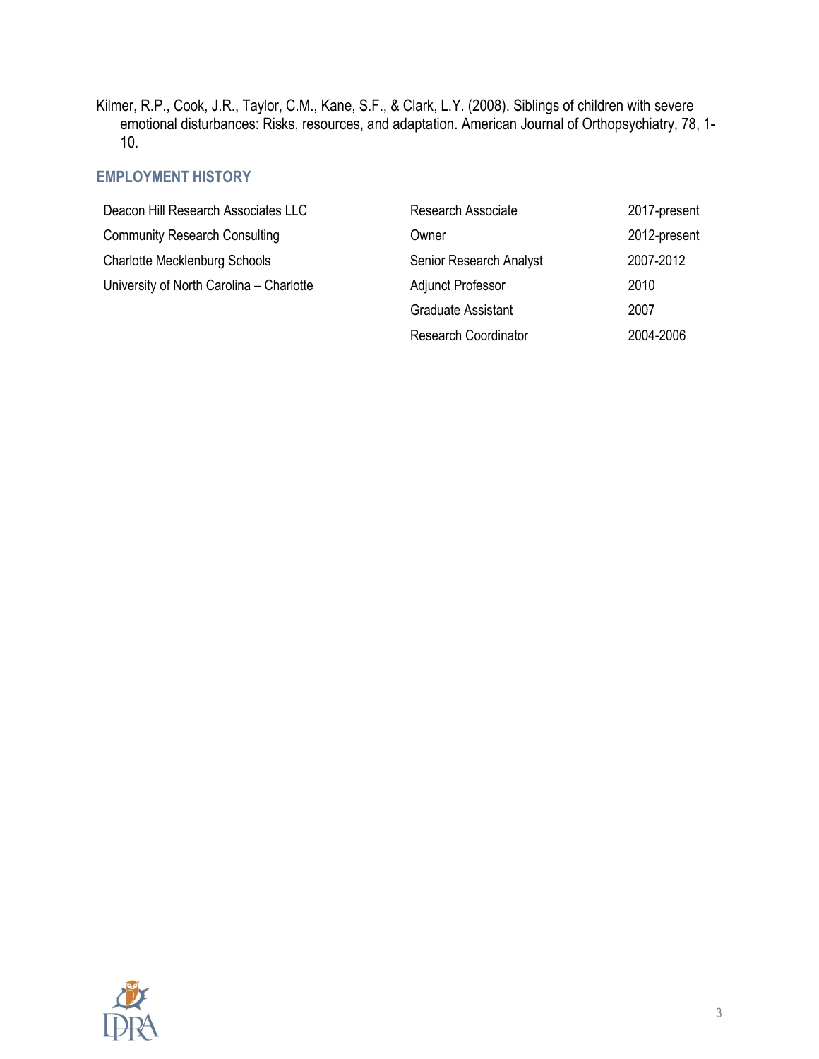Kilmer, R.P., Cook, J.R., Taylor, C.M., Kane, S.F., & Clark, L.Y. (2008). Siblings of children with severe emotional disturbances: Risks, resources, and adaptation. American Journal of Orthopsychiatry, 78, 1-10.

## EMPLOYMENT HISTORY

| | | |
|---|---|---|
| Deacon Hill Research Associates LLC | Research Associate | 2017-present |
| Community Research Consulting | Owner | 2012-present |
| Charlotte Mecklenburg Schools | Senior Research Analyst | 2007-2012 |
| University of North Carolina – Charlotte | Adjunct Professor | 2010 |
| | Graduate Assistant | 2007 |
| | Research Coordinator | 2004-2006 |